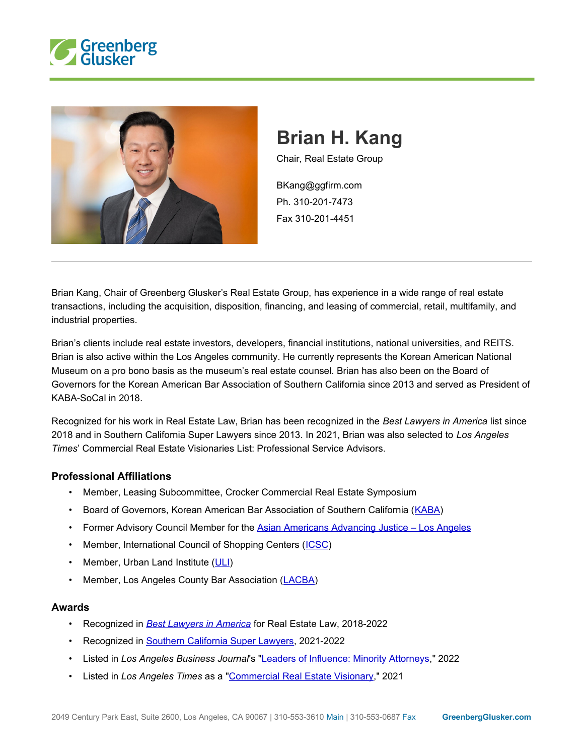# Brian H. Kang

Chair, Real Estate Group

BKang@ggfirm.com
Ph. 310-201-7473
Fax 310-201-4451

Brian Kang, Chair of Greenberg Glusker's Real Estate Group, has experience in a wide range of real estate transactions, including the acquisition, disposition, financing, and leasing of commercial, retail, multifamily, and industrial properties.

Brian's clients include real estate investors, developers, financial institutions, national universities, and REITS. Brian is also active within the Los Angeles community. He currently represents the Korean American National Museum on a pro bono basis as the museum's real estate counsel. Brian has also been on the Board of Governors for the Korean American Bar Association of Southern California since 2013 and served as President of KABA-SoCal in 2018.

Recognized for his work in Real Estate Law, Brian has been recognized in the *Best Lawyers in America* list since 2018 and in Southern California Super Lawyers since 2013. In 2021, Brian was also selected to *Los Angeles Times*' Commercial Real Estate Visionaries List: Professional Service Advisors.

## Professional Affiliations

- Member, Leasing Subcommittee, Crocker Commercial Real Estate Symposium
- Board of Governors, Korean American Bar Association of Southern California (KABA)
- Former Advisory Council Member for the Asian Americans Advancing Justice – Los Angeles
- Member, International Council of Shopping Centers (ICSC)
- Member, Urban Land Institute (ULI)
- Member, Los Angeles County Bar Association (LACBA)

## Awards

- Recognized in *Best Lawyers in America* for Real Estate Law, 2018-2022
- Recognized in Southern California Super Lawyers, 2021-2022
- Listed in *Los Angeles Business Journal*'s "Leaders of Influence: Minority Attorneys," 2022
- Listed in *Los Angeles Times* as a "Commercial Real Estate Visionary," 2021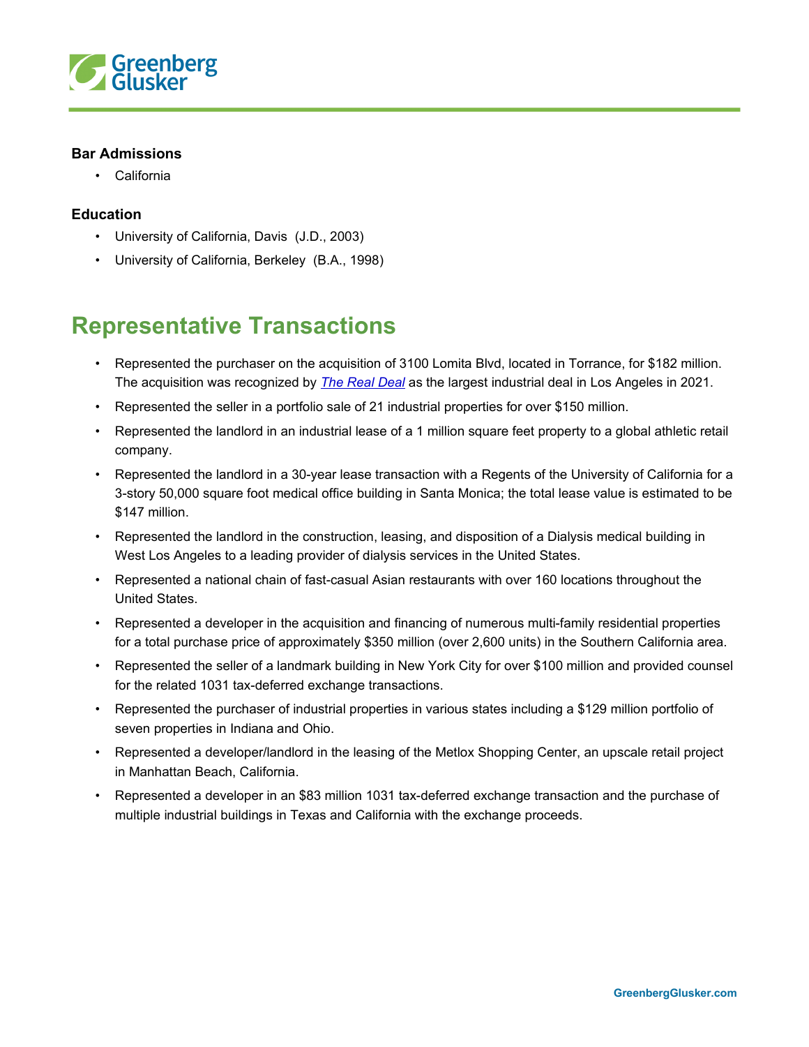### Bar Admissions

- California

### Education

- University of California, Davis (J.D., 2003)
- University of California, Berkeley (B.A., 1998)

## Representative Transactions

- Represented the purchaser on the acquisition of 3100 Lomita Blvd, located in Torrance, for $182 million. The acquisition was recognized by *The Real Deal* as the largest industrial deal in Los Angeles in 2021.
- Represented the seller in a portfolio sale of 21 industrial properties for over $150 million.
- Represented the landlord in an industrial lease of a 1 million square feet property to a global athletic retail company.
- Represented the landlord in a 30-year lease transaction with a Regents of the University of California for a 3-story 50,000 square foot medical office building in Santa Monica; the total lease value is estimated to be $147 million.
- Represented the landlord in the construction, leasing, and disposition of a Dialysis medical building in West Los Angeles to a leading provider of dialysis services in the United States.
- Represented a national chain of fast-casual Asian restaurants with over 160 locations throughout the United States.
- Represented a developer in the acquisition and financing of numerous multi-family residential properties for a total purchase price of approximately $350 million (over 2,600 units) in the Southern California area.
- Represented the seller of a landmark building in New York City for over $100 million and provided counsel for the related 1031 tax-deferred exchange transactions.
- Represented the purchaser of industrial properties in various states including a $129 million portfolio of seven properties in Indiana and Ohio.
- Represented a developer/landlord in the leasing of the Metlox Shopping Center, an upscale retail project in Manhattan Beach, California.
- Represented a developer in an $83 million 1031 tax-deferred exchange transaction and the purchase of multiple industrial buildings in Texas and California with the exchange proceeds.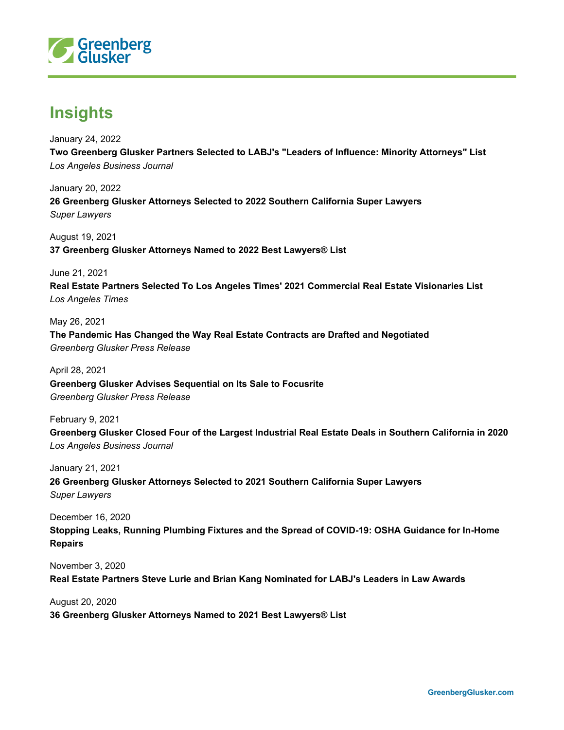## Insights

January 24, 2022
**Two Greenberg Glusker Partners Selected to LABJ's "Leaders of Influence: Minority Attorneys" List**
*Los Angeles Business Journal*

January 20, 2022
**26 Greenberg Glusker Attorneys Selected to 2022 Southern California Super Lawyers**
*Super Lawyers*

August 19, 2021
**37 Greenberg Glusker Attorneys Named to 2022 Best Lawyers® List**

June 21, 2021
**Real Estate Partners Selected To Los Angeles Times' 2021 Commercial Real Estate Visionaries List**
*Los Angeles Times*

May 26, 2021
**The Pandemic Has Changed the Way Real Estate Contracts are Drafted and Negotiated**
*Greenberg Glusker Press Release*

April 28, 2021
**Greenberg Glusker Advises Sequential on Its Sale to Focusrite**
*Greenberg Glusker Press Release*

February 9, 2021
**Greenberg Glusker Closed Four of the Largest Industrial Real Estate Deals in Southern California in 2020**
*Los Angeles Business Journal*

January 21, 2021
**26 Greenberg Glusker Attorneys Selected to 2021 Southern California Super Lawyers**
*Super Lawyers*

December 16, 2020
**Stopping Leaks, Running Plumbing Fixtures and the Spread of COVID-19: OSHA Guidance for In-Home Repairs**

November 3, 2020
**Real Estate Partners Steve Lurie and Brian Kang Nominated for LABJ's Leaders in Law Awards**

August 20, 2020
**36 Greenberg Glusker Attorneys Named to 2021 Best Lawyers® List**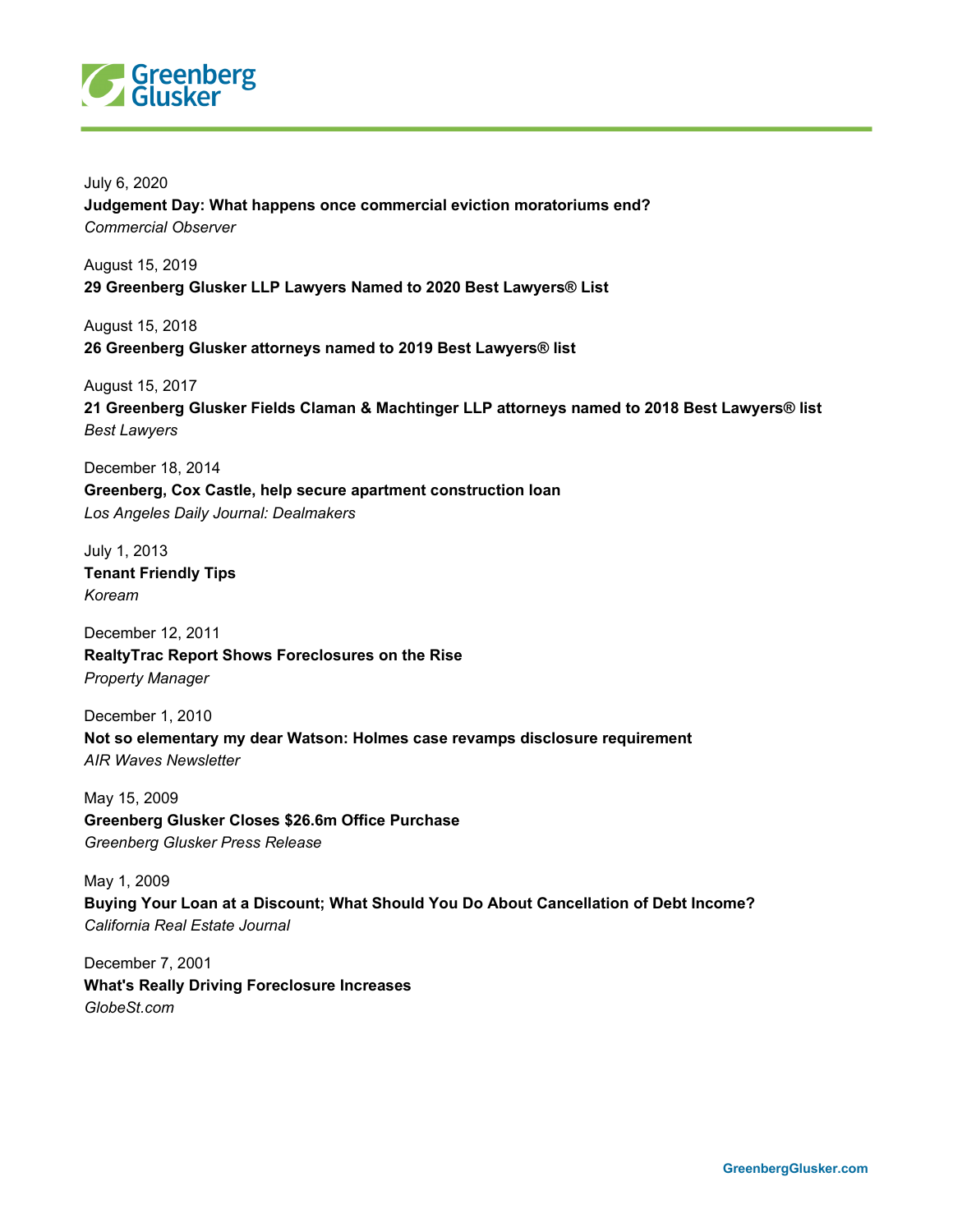July 6, 2020
**Judgement Day: What happens once commercial eviction moratoriums end?**
*Commercial Observer*

August 15, 2019
**29 Greenberg Glusker LLP Lawyers Named to 2020 Best Lawyers® List**

August 15, 2018
**26 Greenberg Glusker attorneys named to 2019 Best Lawyers® list**

August 15, 2017
**21 Greenberg Glusker Fields Claman & Machtinger LLP attorneys named to 2018 Best Lawyers® list**
*Best Lawyers*

December 18, 2014
**Greenberg, Cox Castle, help secure apartment construction loan**
*Los Angeles Daily Journal: Dealmakers*

July 1, 2013
**Tenant Friendly Tips**
*Koream*

December 12, 2011
**RealtyTrac Report Shows Foreclosures on the Rise**
*Property Manager*

December 1, 2010
**Not so elementary my dear Watson: Holmes case revamps disclosure requirement**
*AIR Waves Newsletter*

May 15, 2009
**Greenberg Glusker Closes $26.6m Office Purchase**
*Greenberg Glusker Press Release*

May 1, 2009
**Buying Your Loan at a Discount; What Should You Do About Cancellation of Debt Income?**
*California Real Estate Journal*

December 7, 2001
**What's Really Driving Foreclosure Increases**
*GlobeSt.com*